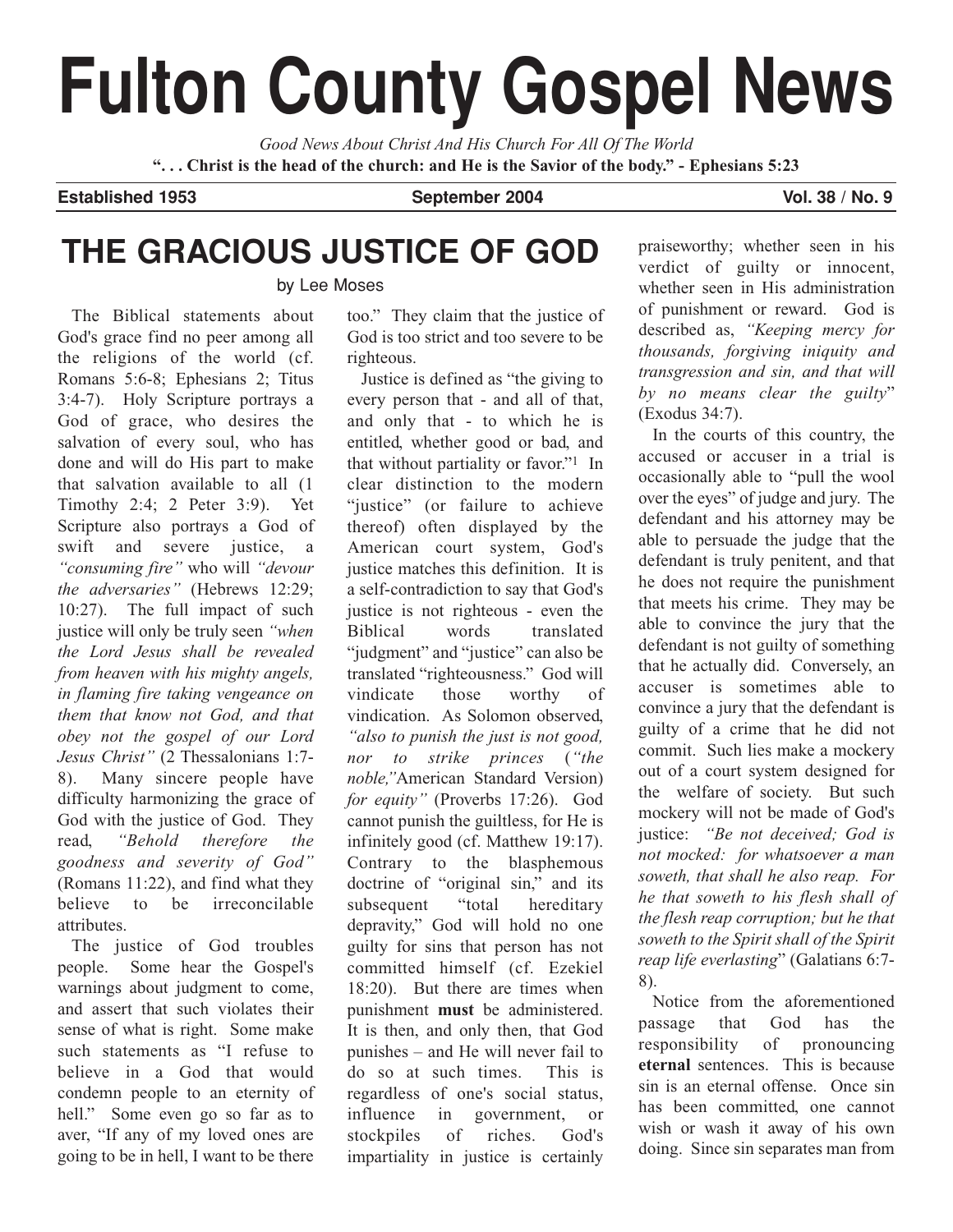# Fulton County Gospel News

*Good News About Christ And His Church For All Of The World*

**". . . Christ is the head of the church: and He is the Savior of the body." - Ephesians 5:23**

**Established 1953** | **September 2004** | **Vol. 38 / No. 9**

## THE GRACIOUS JUSTICE OF GOD

by Lee Moses

The Biblical statements about God's grace find no peer among all the religions of the world (cf. Romans 5:6-8; Ephesians 2; Titus 3:4-7). Holy Scripture portrays a God of grace, who desires the salvation of every soul, who has done and will do His part to make that salvation available to all (1 Timothy 2:4; 2 Peter 3:9). Yet Scripture also portrays a God of swift and severe justice, a *"consuming fire"* who will *"devour the adversaries"* (Hebrews 12:29; 10:27). The full impact of such justice will only be truly seen *"when the Lord Jesus shall be revealed from heaven with his mighty angels, in flaming fire taking vengeance on them that know not God, and that obey not the gospel of our Lord Jesus Christ"* (2 Thessalonians 1:7-8). Many sincere people have difficulty harmonizing the grace of God with the justice of God. They read, *"Behold therefore the goodness and severity of God"* (Romans 11:22), and find what they believe to be irreconcilable attributes.

The justice of God troubles people. Some hear the Gospel's warnings about judgment to come, and assert that such violates their sense of what is right. Some make such statements as "I refuse to believe in a God that would condemn people to an eternity of hell." Some even go so far as to aver, "If any of my loved ones are going to be in hell, I want to be there too." They claim that the justice of God is too strict and too severe to be righteous.

Justice is defined as "the giving to every person that - and all of that, and only that - to which he is entitled, whether good or bad, and that without partiality or favor."[1] In clear distinction to the modern "justice" (or failure to achieve thereof) often displayed by the American court system, God's justice matches this definition. It is a self-contradiction to say that God's justice is not righteous - even the Biblical words translated "judgment" and "justice" can also be translated "righteousness." God will vindicate those worthy of vindication. As Solomon observed, *"also to punish the just is not good, nor to strike princes* (*"the noble,"* American Standard Version) *for equity"* (Proverbs 17:26). God cannot punish the guiltless, for He is infinitely good (cf. Matthew 19:17). Contrary to the blasphemous doctrine of "original sin," and its subsequent "total hereditary depravity," God will hold no one guilty for sins that person has not committed himself (cf. Ezekiel 18:20). But there are times when punishment **must** be administered. It is then, and only then, that God punishes – and He will never fail to do so at such times. This is regardless of one's social status, influence in government, or stockpiles of riches. God's impartiality in justice is certainly praiseworthy; whether seen in his verdict of guilty or innocent, whether seen in His administration of punishment or reward. God is described as, *"Keeping mercy for thousands, forgiving iniquity and transgression and sin, and that will by no means clear the guilty"* (Exodus 34:7).

In the courts of this country, the accused or accuser in a trial is occasionally able to "pull the wool over the eyes" of judge and jury. The defendant and his attorney may be able to persuade the judge that the defendant is truly penitent, and that he does not require the punishment that meets his crime. They may be able to convince the jury that the defendant is not guilty of something that he actually did. Conversely, an accuser is sometimes able to convince a jury that the defendant is guilty of a crime that he did not commit. Such lies make a mockery out of a court system designed for the welfare of society. But such mockery will not be made of God's justice: *"Be not deceived; God is not mocked: for whatsoever a man soweth, that shall he also reap. For he that soweth to his flesh shall of the flesh reap corruption; but he that soweth to the Spirit shall of the Spirit reap life everlasting"* (Galatians 6:7-8).

Notice from the aforementioned passage that God has the responsibility of pronouncing **eternal** sentences. This is because sin is an eternal offense. Once sin has been committed, one cannot wish or wash it away of his own doing. Since sin separates man from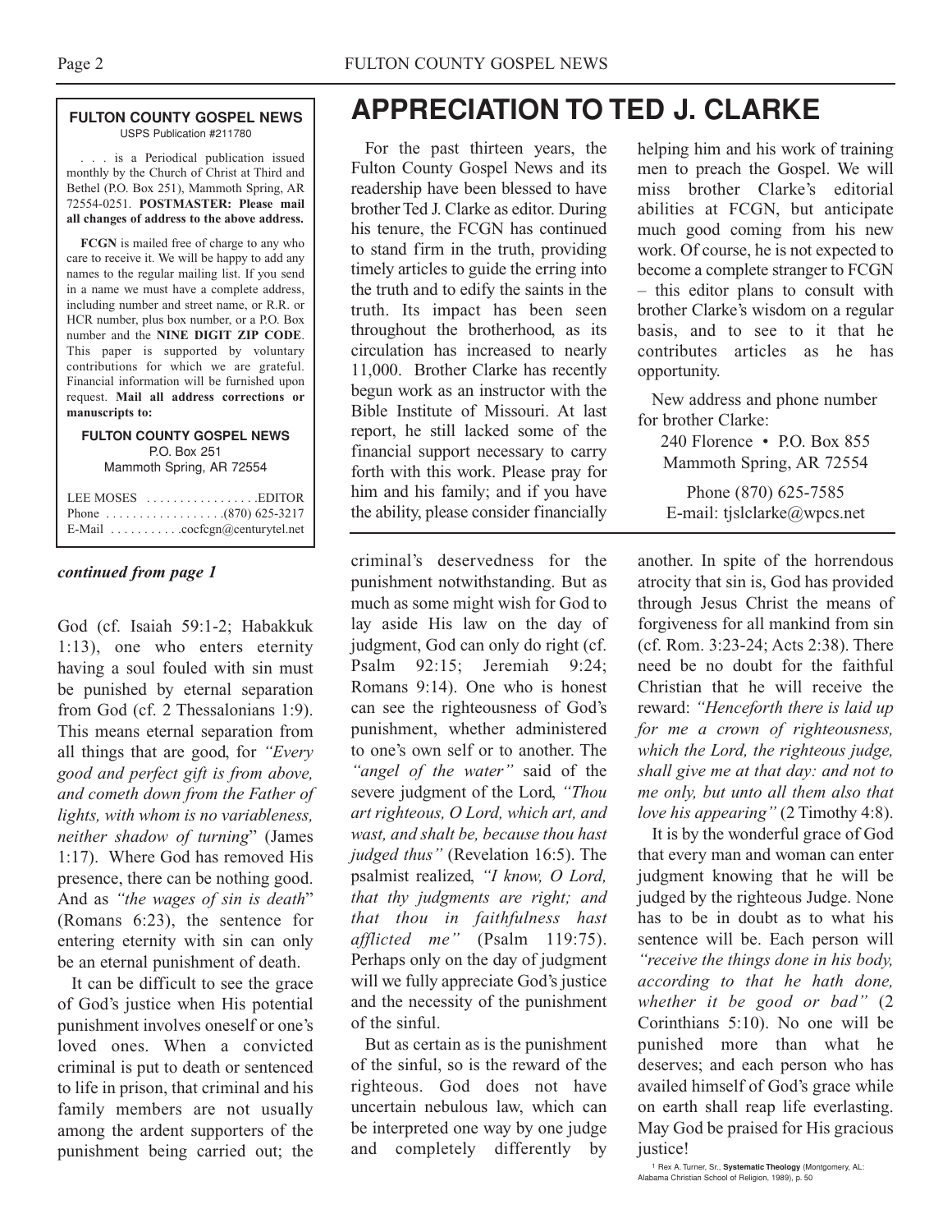**FULTON COUNTY GOSPEL NEWS**
USPS Publication #211780

. . . is a Periodical publication issued monthly by the Church of Christ at Third and Bethel (P.O. Box 251), Mammoth Spring, AR 72554-0251. **POSTMASTER: Please mail all changes of address to the above address.**

**FCGN** is mailed free of charge to any who care to receive it. We will be happy to add any names to the regular mailing list. If you send in a name we must have a complete address, including number and street name, or R.R. or HCR number, plus box number, or a P.O. Box number and the **NINE DIGIT ZIP CODE**. This paper is supported by voluntary contributions for which we are grateful. Financial information will be furnished upon request. **Mail all address corrections or manuscripts to:**

**FULTON COUNTY GOSPEL NEWS**
P.O. Box 251
Mammoth Spring, AR 72554

LEE MOSES . . . . . . . . . . . . . . . . EDITOR
Phone . . . . . . . . . . . . . . . . . (870) 625-3217
E-Mail . . . . . . . . . . cocfcgn@centurytel.net

# APPRECIATION TO TED J. CLARKE

For the past thirteen years, the Fulton County Gospel News and its readership have been blessed to have brother Ted J. Clarke as editor. During his tenure, the FCGN has continued to stand firm in the truth, providing timely articles to guide the erring into the truth and to edify the saints in the truth. Its impact has been seen throughout the brotherhood, as its circulation has increased to nearly 11,000. Brother Clarke has recently begun work as an instructor with the Bible Institute of Missouri. At last report, he still lacked some of the financial support necessary to carry forth with this work. Please pray for him and his family; and if you have the ability, please consider financially helping him and his work of training men to preach the Gospel. We will miss brother Clarke's editorial abilities at FCGN, but anticipate much good coming from his new work. Of course, he is not expected to become a complete stranger to FCGN – this editor plans to consult with brother Clarke's wisdom on a regular basis, and to see to it that he contributes articles as he has opportunity.

New address and phone number for brother Clarke:

240 Florence • P.O. Box 855
Mammoth Spring, AR 72554

Phone (870) 625-7585
E-mail: tjslclarke@wpcs.net

***continued from page 1***

God (cf. Isaiah 59:1-2; Habakkuk 1:13), one who enters eternity having a soul fouled with sin must be punished by eternal separation from God (cf. 2 Thessalonians 1:9). This means eternal separation from all things that are good, for *"Every good and perfect gift is from above, and cometh down from the Father of lights, with whom is no variableness, neither shadow of turning"* (James 1:17). Where God has removed His presence, there can be nothing good. And as *"the wages of sin is death"* (Romans 6:23), the sentence for entering eternity with sin can only be an eternal punishment of death.

It can be difficult to see the grace of God's justice when His potential punishment involves oneself or one's loved ones. When a convicted criminal is put to death or sentenced to life in prison, that criminal and his family members are not usually among the ardent supporters of the punishment being carried out; the criminal's deservedness for the punishment notwithstanding. But as much as some might wish for God to lay aside His law on the day of judgment, God can only do right (cf. Psalm 92:15; Jeremiah 9:24; Romans 9:14). One who is honest can see the righteousness of God's punishment, whether administered to one's own self or to another. The *"angel of the water"* said of the severe judgment of the Lord, *"Thou art righteous, O Lord, which art, and wast, and shalt be, because thou hast judged thus"* (Revelation 16:5). The psalmist realized, *"I know, O Lord, that thy judgments are right; and that thou in faithfulness hast afflicted me"* (Psalm 119:75). Perhaps only on the day of judgment will we fully appreciate God's justice and the necessity of the punishment of the sinful.

But as certain as is the punishment of the sinful, so is the reward of the righteous. God does not have uncertain nebulous law, which can be interpreted one way by one judge and completely differently by another. In spite of the horrendous atrocity that sin is, God has provided through Jesus Christ the means of forgiveness for all mankind from sin (cf. Rom. 3:23-24; Acts 2:38). There need be no doubt for the faithful Christian that he will receive the reward: *"Henceforth there is laid up for me a crown of righteousness, which the Lord, the righteous judge, shall give me at that day: and not to me only, but unto all them also that love his appearing"* (2 Timothy 4:8).

It is by the wonderful grace of God that every man and woman can enter judgment knowing that he will be judged by the righteous Judge. None has to be in doubt as to what his sentence will be. Each person will *"receive the things done in his body, according to that he hath done, whether it be good or bad"* (2 Corinthians 5:10). No one will be punished more than what he deserves; and each person who has availed himself of God's grace while on earth shall reap life everlasting. May God be praised for His gracious justice!

[1] Rex A. Turner, Sr., **Systematic Theology** (Montgomery, AL: Alabama Christian School of Religion, 1989), p. 50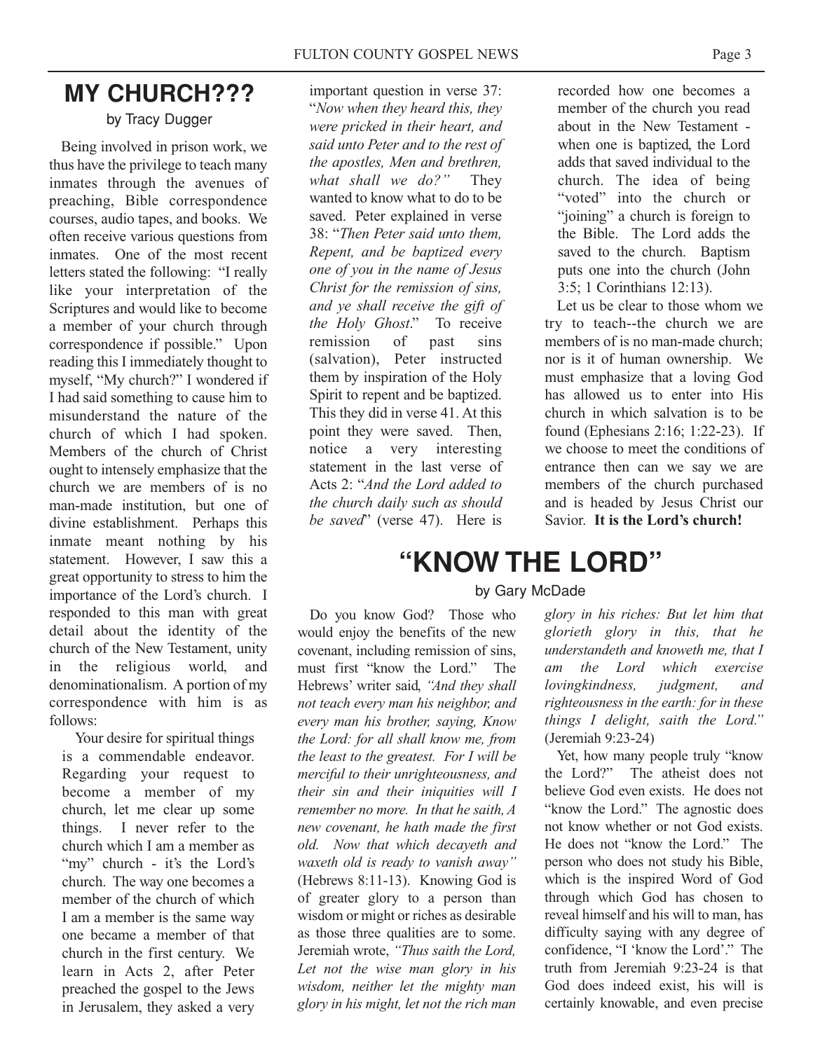# MY CHURCH???

by Tracy Dugger

Being involved in prison work, we thus have the privilege to teach many inmates through the avenues of preaching, Bible correspondence courses, audio tapes, and books. We often receive various questions from inmates. One of the most recent letters stated the following: "I really like your interpretation of the Scriptures and would like to become a member of your church through correspondence if possible." Upon reading this I immediately thought to myself, "My church?" I wondered if I had said something to cause him to misunderstand the nature of the church of which I had spoken. Members of the church of Christ ought to intensely emphasize that the church we are members of is no man-made institution, but one of divine establishment. Perhaps this inmate meant nothing by his statement. However, I saw this a great opportunity to stress to him the importance of the Lord's church. I responded to this man with great detail about the identity of the church of the New Testament, unity in the religious world, and denominationalism. A portion of my correspondence with him is as follows:

> Your desire for spiritual things is a commendable endeavor. Regarding your request to become a member of my church, let me clear up some things. I never refer to the church which I am a member as "my" church - it's the Lord's church. The way one becomes a member of the church of which I am a member is the same way one became a member of that church in the first century. We learn in Acts 2, after Peter preached the gospel to the Jews in Jerusalem, they asked a very important question in verse 37: "*Now when they heard this, they were pricked in their heart, and said unto Peter and to the rest of the apostles, Men and brethren, what shall we do?*" They wanted to know what to do to be saved. Peter explained in verse 38: "*Then Peter said unto them, Repent, and be baptized every one of you in the name of Jesus Christ for the remission of sins, and ye shall receive the gift of the Holy Ghost*." To receive remission of past sins (salvation), Peter instructed them by inspiration of the Holy Spirit to repent and be baptized. This they did in verse 41. At this point they were saved. Then, notice a very interesting statement in the last verse of Acts 2: "*And the Lord added to the church daily such as should be saved*" (verse 47). Here is recorded how one becomes a member of the church you read about in the New Testament - when one is baptized, the Lord adds that saved individual to the church. The idea of being "voted" into the church or "joining" a church is foreign to the Bible. The Lord adds the saved to the church. Baptism puts one into the church (John 3:5; 1 Corinthians 12:13).

Let us be clear to those whom we try to teach--the church we are members of is no man-made church; nor is it of human ownership. We must emphasize that a loving God has allowed us to enter into His church in which salvation is to be found (Ephesians 2:16; 1:22-23). If we choose to meet the conditions of entrance then can we say we are members of the church purchased and is headed by Jesus Christ our Savior. **It is the Lord's church!**

# "KNOW THE LORD"

by Gary McDade

Do you know God? Those who would enjoy the benefits of the new covenant, including remission of sins, must first "know the Lord." The Hebrews' writer said, *"And they shall not teach every man his neighbor, and every man his brother, saying, Know the Lord: for all shall know me, from the least to the greatest. For I will be merciful to their unrighteousness, and their sin and their iniquities will I remember no more. In that he saith, A new covenant, he hath made the first old. Now that which decayeth and waxeth old is ready to vanish away"* (Hebrews 8:11-13). Knowing God is of greater glory to a person than wisdom or might or riches as desirable as those three qualities are to some. Jeremiah wrote, *"Thus saith the Lord, Let not the wise man glory in his wisdom, neither let the mighty man glory in his might, let not the rich man glory in his riches: But let him that glorieth glory in this, that he understandeth and knoweth me, that I am the Lord which exercise lovingkindness, judgment, and righteousness in the earth: for in these things I delight, saith the Lord."* (Jeremiah 9:23-24)

Yet, how many people truly "know the Lord?" The atheist does not believe God even exists. He does not "know the Lord." The agnostic does not know whether or not God exists. He does not "know the Lord." The person who does not study his Bible, which is the inspired Word of God through which God has chosen to reveal himself and his will to man, has difficulty saying with any degree of confidence, "I 'know the Lord'." The truth from Jeremiah 9:23-24 is that God does indeed exist, his will is certainly knowable, and even precise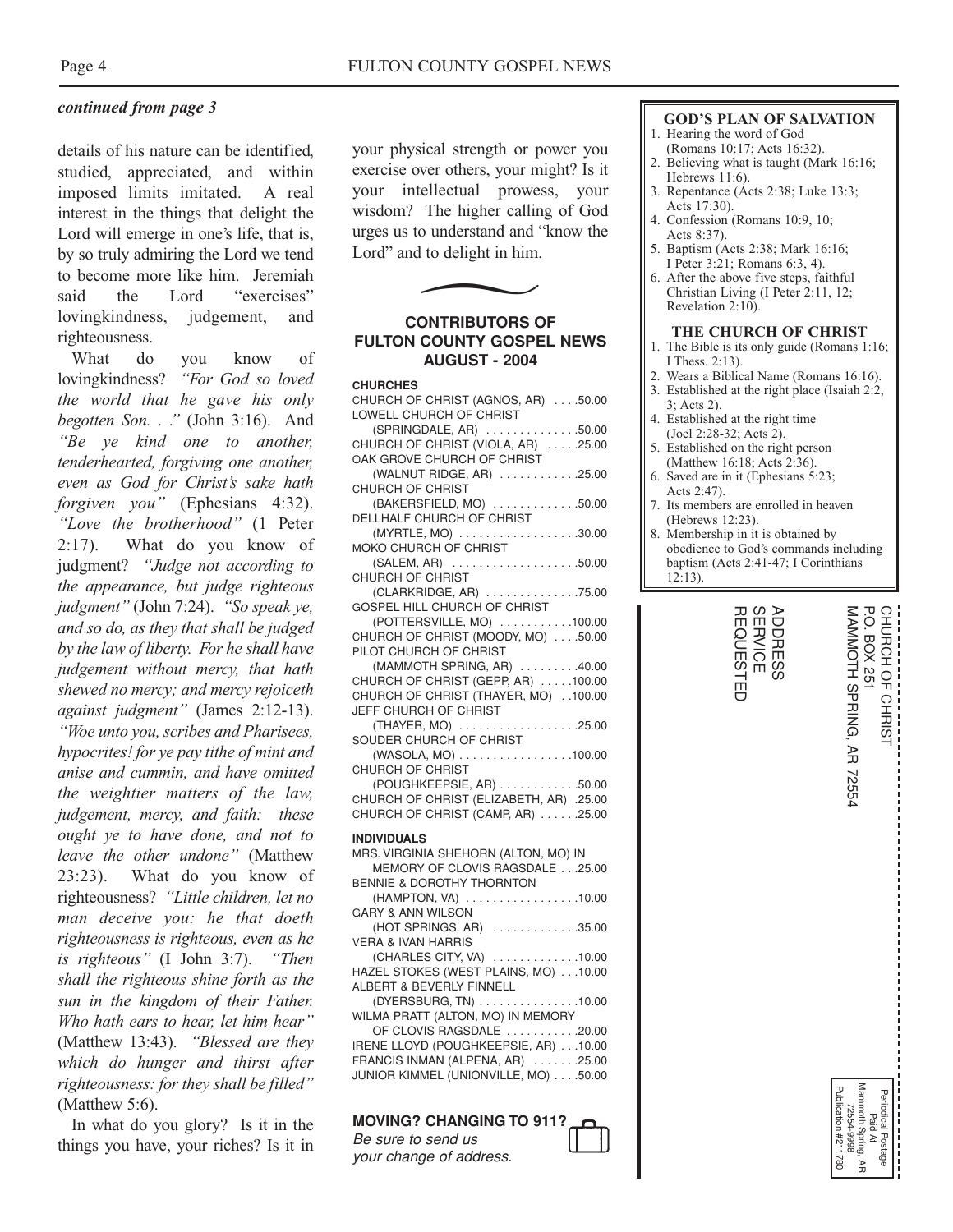*continued from page 3*

details of his nature can be identified, studied, appreciated, and within imposed limits imitated. A real interest in the things that delight the Lord will emerge in one's life, that is, by so truly admiring the Lord we tend to become more like him. Jeremiah said the Lord "exercises" lovingkindness, judgement, and righteousness.

What do you know of lovingkindness? *"For God so loved the world that he gave his only begotten Son. . ."* (John 3:16). And *"Be ye kind one to another, tenderhearted, forgiving one another, even as God for Christ's sake hath forgiven you"* (Ephesians 4:32). *"Love the brotherhood"* (1 Peter 2:17). What do you know of judgment? *"Judge not according to the appearance, but judge righteous judgment"* (John 7:24). *"So speak ye, and so do, as they that shall be judged by the law of liberty. For he shall have judgement without mercy, that hath shewed no mercy; and mercy rejoiceth against judgment"* (James 2:12-13). *"Woe unto you, scribes and Pharisees, hypocrites! for ye pay tithe of mint and anise and cummin, and have omitted the weightier matters of the law, judgement, mercy, and faith: these ought ye to have done, and not to leave the other undone"* (Matthew 23:23). What do you know of righteousness? *"Little children, let no man deceive you: he that doeth righteousness is righteous, even as he is righteous"* (I John 3:7). *"Then shall the righteous shine forth as the sun in the kingdom of their Father. Who hath ears to hear, let him hear"* (Matthew 13:43). *"Blessed are they which do hunger and thirst after righteousness: for they shall be filled"* (Matthew 5:6).

In what do you glory? Is it in the things you have, your riches? Is it in your physical strength or power you exercise over others, your might? Is it your intellectual prowess, your wisdom? The higher calling of God urges us to understand and "know the Lord" and to delight in him.

## CONTRIBUTORS OF FULTON COUNTY GOSPEL NEWS AUGUST - 2004

**CHURCHES**

CHURCH OF CHRIST (AGNOS, AR) . . . .50.00
LOWELL CHURCH OF CHRIST (SPRINGDALE, AR) . . . . . . . . . . . . .50.00
CHURCH OF CHRIST (VIOLA, AR) . . . . .25.00
OAK GROVE CHURCH OF CHRIST (WALNUT RIDGE, AR) . . . . . . . . . . .25.00
CHURCH OF CHRIST (BAKERSFIELD, MO) . . . . . . . . . . . .50.00
DELLHALF CHURCH OF CHRIST (MYRTLE, MO) . . . . . . . . . . . . . . . . .30.00
MOKO CHURCH OF CHRIST (SALEM, AR) . . . . . . . . . . . . . . . . . .50.00
CHURCH OF CHRIST (CLARKRIDGE, AR) . . . . . . . . . . . . .75.00
GOSPEL HILL CHURCH OF CHRIST (POTTERSVILLE, MO) . . . . . . . . . . .100.00
CHURCH OF CHRIST (MOODY, MO) . . . .50.00
PILOT CHURCH OF CHRIST (MAMMOTH SPRING, AR) . . . . . . . . .40.00
CHURCH OF CHRIST (GEPP, AR) . . . . .100.00
CHURCH OF CHRIST (THAYER, MO) . .100.00
JEFF CHURCH OF CHRIST (THAYER, MO) . . . . . . . . . . . . . . . . .25.00
SOUDER CHURCH OF CHRIST (WASOLA, MO) . . . . . . . . . . . . . . . . .100.00
CHURCH OF CHRIST (POUGHKEEPSIE, AR) . . . . . . . . . . . .50.00
CHURCH OF CHRIST (ELIZABETH, AR) .25.00
CHURCH OF CHRIST (CAMP, AR) . . . . . .25.00

**INDIVIDUALS**

MRS. VIRGINIA SHEHORN (ALTON, MO) IN MEMORY OF CLOVIS RAGSDALE . . .25.00
BENNIE & DOROTHY THORNTON (HAMPTON, VA) . . . . . . . . . . . . . . . .10.00
GARY & ANN WILSON (HOT SPRINGS, AR) . . . . . . . . . . . .35.00
VERA & IVAN HARRIS (CHARLES CITY, VA) . . . . . . . . . . . .10.00
HAZEL STOKES (WEST PLAINS, MO) . . .10.00
ALBERT & BEVERLY FINNELL (DYERSBURG, TN) . . . . . . . . . . . . . .10.00
WILMA PRATT (ALTON, MO) IN MEMORY OF CLOVIS RAGSDALE . . . . . . . . . . .20.00
IRENE LLOYD (POUGHKEEPSIE, AR) . . .10.00
FRANCIS INMAN (ALPENA, AR) . . . . . . .25.00
JUNIOR KIMMEL (UNIONVILLE, MO) . . . .50.00

**MOVING? CHANGING TO 911?**
*Be sure to send us your change of address.*

### GOD'S PLAN OF SALVATION

1. Hearing the word of God (Romans 10:17; Acts 16:32).
2. Believing what is taught (Mark 16:16; Hebrews 11:6).
3. Repentance (Acts 2:38; Luke 13:3; Acts 17:30).
4. Confession (Romans 10:9, 10; Acts 8:37).
5. Baptism (Acts 2:38; Mark 16:16; I Peter 3:21; Romans 6:3, 4).
6. After the above five steps, faithful Christian Living (I Peter 2:11, 12; Revelation 2:10).

### THE CHURCH OF CHRIST

1. The Bible is its only guide (Romans 1:16; I Thess. 2:13).
2. Wears a Biblical Name (Romans 16:16).
3. Established at the right place (Isaiah 2:2, 3; Acts 2).
4. Established at the right time (Joel 2:28-32; Acts 2).
5. Established on the right person (Matthew 16:18; Acts 2:36).
6. Saved are in it (Ephesians 5:23; Acts 2:47).
7. Its members are enrolled in heaven (Hebrews 12:23).
8. Membership in it is obtained by obedience to God's commands including baptism (Acts 2:41-47; I Corinthians 12:13).

CHURCH OF CHRIST
P.O. BOX 251
MAMMOTH SPRING, AR 72554

ADDRESS SERVICE REQUESTED

Periodical Postage Paid At Mammoth Spring, AR 72554-9998 Publication #211780